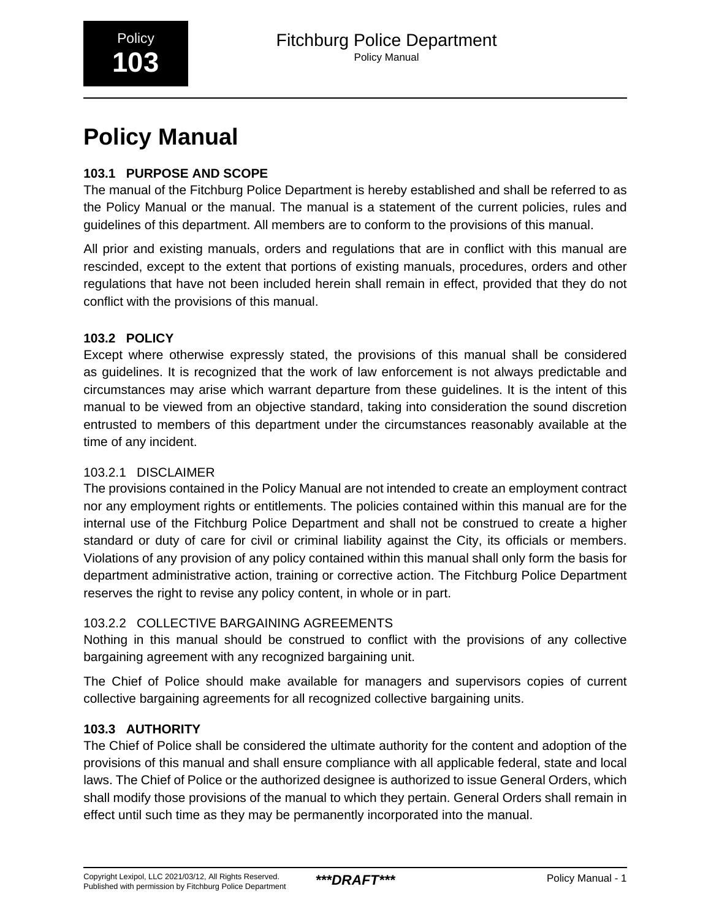# Policy Manual

## 103.1 PURPOSE AND SCOPE

The manual of the Fitchburg Police Department is hereby established and shall be referred to as the Policy Manual or the manual. The manual is a statement of the current policies, rules and guidelines of this department. All members are to conform to the provisions of this manual.

All prior and existing manuals, orders and regulations that are in conflict with this manual are rescinded, except to the extent that portions of existing manuals, procedures, orders and other regulations that have not been included herein shall remain in effect, provided that they do not conflict with the provisions of this manual.

## 103.2 POLICY

Except where otherwise expressly stated, the provisions of this manual shall be considered as guidelines. It is recognized that the work of law enforcement is not always predictable and circumstances may arise which warrant departure from these guidelines. It is the intent of this manual to be viewed from an objective standard, taking into consideration the sound discretion entrusted to members of this department under the circumstances reasonably available at the time of any incident.

### 103.2.1 DISCLAIMER

The provisions contained in the Policy Manual are not intended to create an employment contract nor any employment rights or entitlements. The policies contained within this manual are for the internal use of the Fitchburg Police Department and shall not be construed to create a higher standard or duty of care for civil or criminal liability against the City, its officials or members. Violations of any provision of any policy contained within this manual shall only form the basis for department administrative action, training or corrective action. The Fitchburg Police Department reserves the right to revise any policy content, in whole or in part.

### 103.2.2 COLLECTIVE BARGAINING AGREEMENTS

Nothing in this manual should be construed to conflict with the provisions of any collective bargaining agreement with any recognized bargaining unit.

The Chief of Police should make available for managers and supervisors copies of current collective bargaining agreements for all recognized collective bargaining units.

## 103.3 AUTHORITY

The Chief of Police shall be considered the ultimate authority for the content and adoption of the provisions of this manual and shall ensure compliance with all applicable federal, state and local laws. The Chief of Police or the authorized designee is authorized to issue General Orders, which shall modify those provisions of the manual to which they pertain. General Orders shall remain in effect until such time as they may be permanently incorporated into the manual.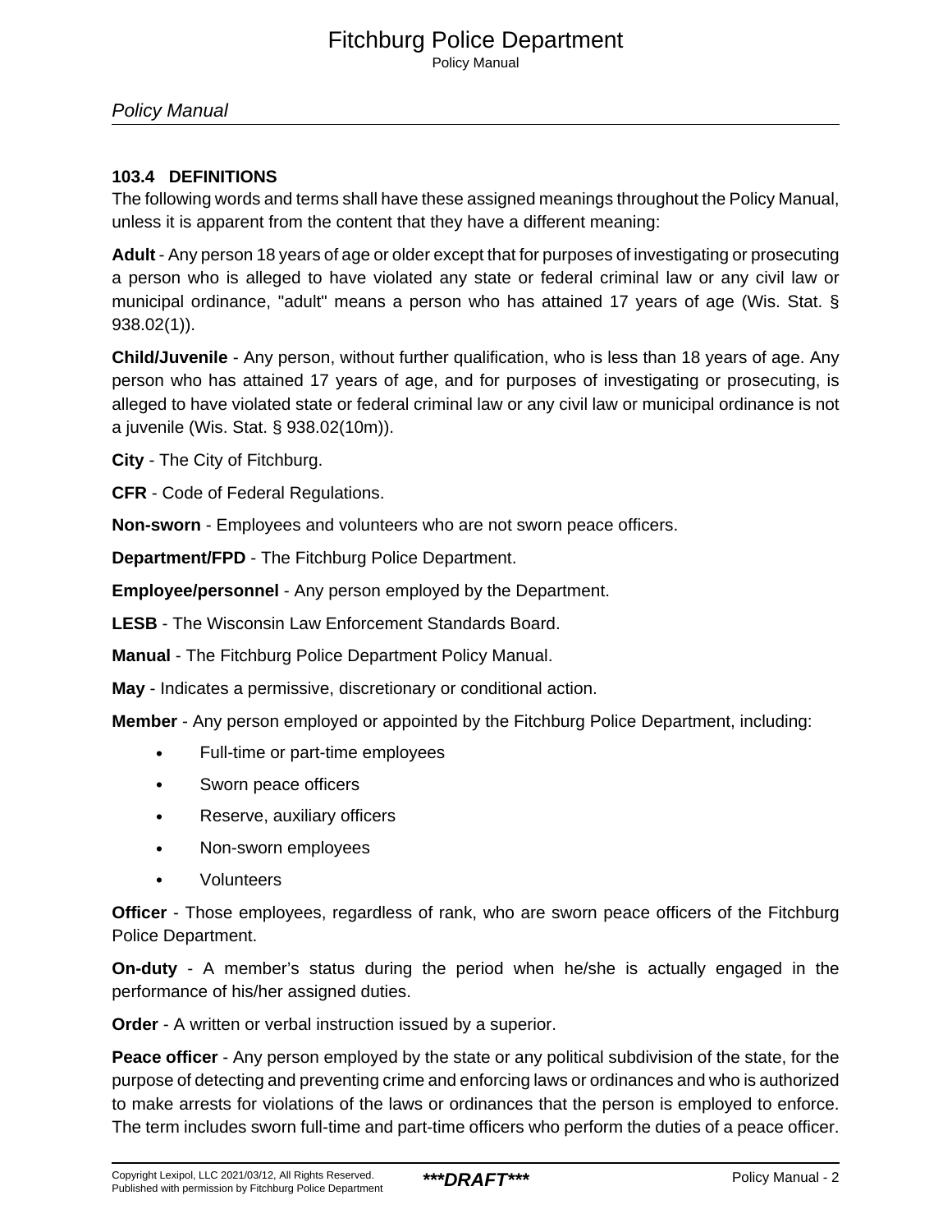### 103.4 DEFINITIONS

The following words and terms shall have these assigned meanings throughout the Policy Manual, unless it is apparent from the content that they have a different meaning:

**Adult** - Any person 18 years of age or older except that for purposes of investigating or prosecuting a person who is alleged to have violated any state or federal criminal law or any civil law or municipal ordinance, "adult" means a person who has attained 17 years of age (Wis. Stat. § 938.02(1)).

**Child/Juvenile** - Any person, without further qualification, who is less than 18 years of age. Any person who has attained 17 years of age, and for purposes of investigating or prosecuting, is alleged to have violated state or federal criminal law or any civil law or municipal ordinance is not a juvenile (Wis. Stat. § 938.02(10m)).

**City** - The City of Fitchburg.

**CFR** - Code of Federal Regulations.

**Non-sworn** - Employees and volunteers who are not sworn peace officers.

**Department/FPD** - The Fitchburg Police Department.

**Employee/personnel** - Any person employed by the Department.

**LESB** - The Wisconsin Law Enforcement Standards Board.

**Manual** - The Fitchburg Police Department Policy Manual.

**May** - Indicates a permissive, discretionary or conditional action.

**Member** - Any person employed or appointed by the Fitchburg Police Department, including:

- Full-time or part-time employees
- Sworn peace officers
- Reserve, auxiliary officers
- Non-sworn employees
- Volunteers

**Officer** - Those employees, regardless of rank, who are sworn peace officers of the Fitchburg Police Department.

**On-duty** - A member's status during the period when he/she is actually engaged in the performance of his/her assigned duties.

**Order** - A written or verbal instruction issued by a superior.

**Peace officer** - Any person employed by the state or any political subdivision of the state, for the purpose of detecting and preventing crime and enforcing laws or ordinances and who is authorized to make arrests for violations of the laws or ordinances that the person is employed to enforce. The term includes sworn full-time and part-time officers who perform the duties of a peace officer.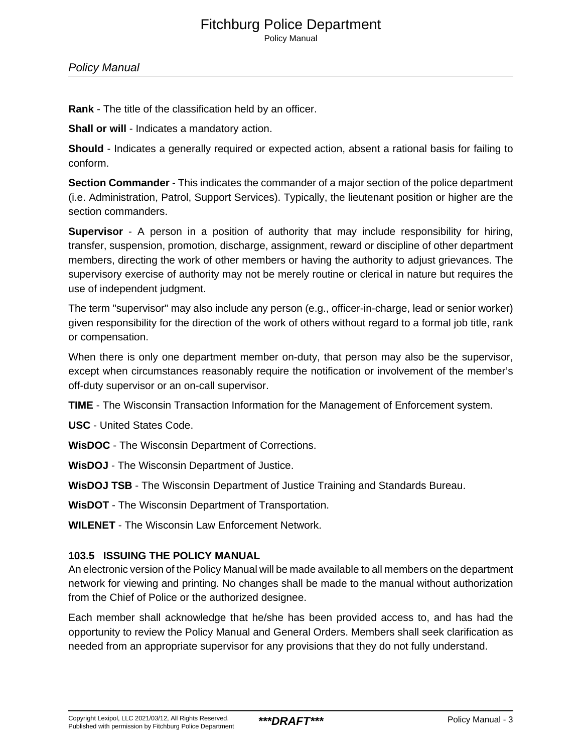**Rank** - The title of the classification held by an officer.

**Shall or will** - Indicates a mandatory action.

**Should** - Indicates a generally required or expected action, absent a rational basis for failing to conform.

**Section Commander** - This indicates the commander of a major section of the police department (i.e. Administration, Patrol, Support Services). Typically, the lieutenant position or higher are the section commanders.

**Supervisor** - A person in a position of authority that may include responsibility for hiring, transfer, suspension, promotion, discharge, assignment, reward or discipline of other department members, directing the work of other members or having the authority to adjust grievances. The supervisory exercise of authority may not be merely routine or clerical in nature but requires the use of independent judgment.

The term "supervisor" may also include any person (e.g., officer-in-charge, lead or senior worker) given responsibility for the direction of the work of others without regard to a formal job title, rank or compensation.

When there is only one department member on-duty, that person may also be the supervisor, except when circumstances reasonably require the notification or involvement of the member's off-duty supervisor or an on-call supervisor.

**TIME** - The Wisconsin Transaction Information for the Management of Enforcement system.

**USC** - United States Code.

**WisDOC** - The Wisconsin Department of Corrections.

**WisDOJ** - The Wisconsin Department of Justice.

**WisDOJ TSB** - The Wisconsin Department of Justice Training and Standards Bureau.

**WisDOT** - The Wisconsin Department of Transportation.

**WILENET** - The Wisconsin Law Enforcement Network.

### 103.5 ISSUING THE POLICY MANUAL

An electronic version of the Policy Manual will be made available to all members on the department network for viewing and printing. No changes shall be made to the manual without authorization from the Chief of Police or the authorized designee.

Each member shall acknowledge that he/she has been provided access to, and has had the opportunity to review the Policy Manual and General Orders. Members shall seek clarification as needed from an appropriate supervisor for any provisions that they do not fully understand.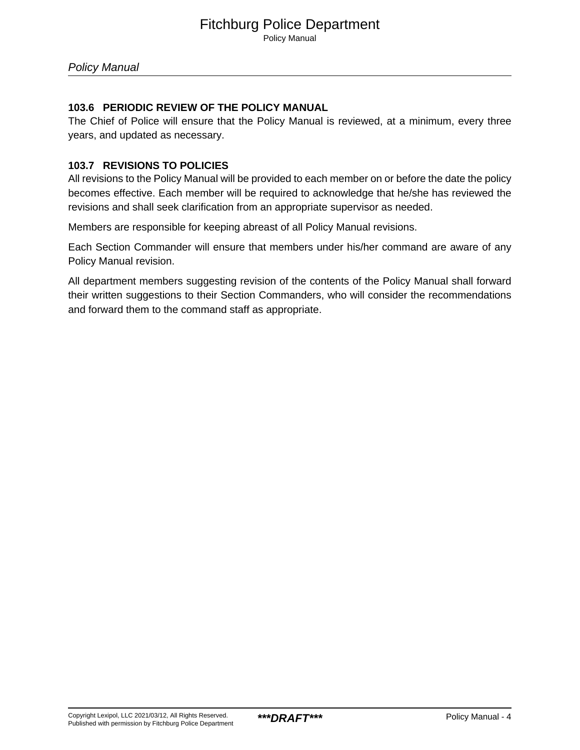### 103.6 PERIODIC REVIEW OF THE POLICY MANUAL

The Chief of Police will ensure that the Policy Manual is reviewed, at a minimum, every three years, and updated as necessary.

### 103.7 REVISIONS TO POLICIES

All revisions to the Policy Manual will be provided to each member on or before the date the policy becomes effective. Each member will be required to acknowledge that he/she has reviewed the revisions and shall seek clarification from an appropriate supervisor as needed.

Members are responsible for keeping abreast of all Policy Manual revisions.

Each Section Commander will ensure that members under his/her command are aware of any Policy Manual revision.

All department members suggesting revision of the contents of the Policy Manual shall forward their written suggestions to their Section Commanders, who will consider the recommendations and forward them to the command staff as appropriate.